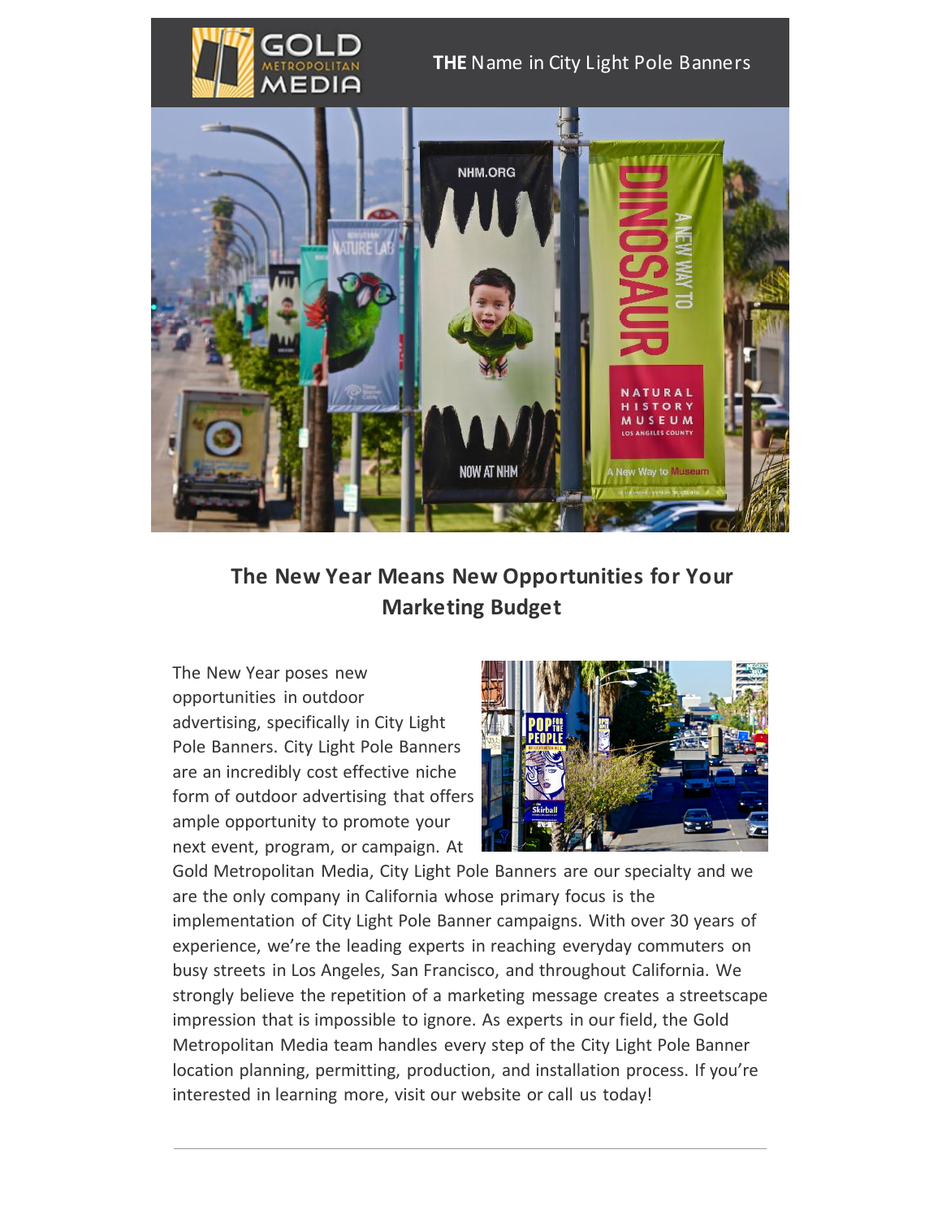**THE** Name in City Light Pole Banners

## The New Year Means New Opportunities for Your Marketing Budget

The New Year poses new opportunities in outdoor advertising, specifically in City Light Pole Banners. City Light Pole Banners are an incredibly cost effective niche form of outdoor advertising that offers ample opportunity to promote your next event, program, or campaign. At Gold Metropolitan Media, City Light Pole Banners are our specialty and we are the only company in California whose primary focus is the implementation of City Light Pole Banner campaigns. With over 30 years of experience, we're the leading experts in reaching everyday commuters on busy streets in Los Angeles, San Francisco, and throughout California. We strongly believe the repetition of a marketing message creates a streetscape impression that is impossible to ignore. As experts in our field, the Gold Metropolitan Media team handles every step of the City Light Pole Banner location planning, permitting, production, and installation process. If you're interested in learning more, visit our website or call us today!

---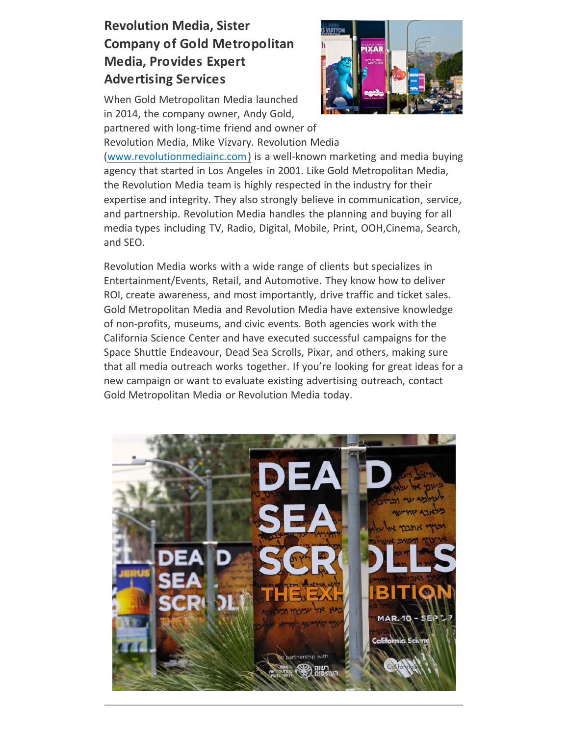## Revolution Media, Sister Company of Gold Metropolitan Media, Provides Expert Advertising Services

When Gold Metropolitan Media launched in 2014, the company owner, Andy Gold, partnered with long-time friend and owner of Revolution Media, Mike Vizvary. Revolution Media (www.revolutionmediainc.com) is a well-known marketing and media buying agency that started in Los Angeles in 2001. Like Gold Metropolitan Media, the Revolution Media team is highly respected in the industry for their expertise and integrity. They also strongly believe in communication, service, and partnership. Revolution Media handles the planning and buying for all media types including TV, Radio, Digital, Mobile, Print, OOH,Cinema, Search, and SEO.

Revolution Media works with a wide range of clients but specializes in Entertainment/Events, Retail, and Automotive. They know how to deliver ROI, create awareness, and most importantly, drive traffic and ticket sales. Gold Metropolitan Media and Revolution Media have extensive knowledge of non-profits, museums, and civic events. Both agencies work with the California Science Center and have executed successful campaigns for the Space Shuttle Endeavour, Dead Sea Scrolls, Pixar, and others, making sure that all media outreach works together. If you're looking for great ideas for a new campaign or want to evaluate existing advertising outreach, contact Gold Metropolitan Media or Revolution Media today.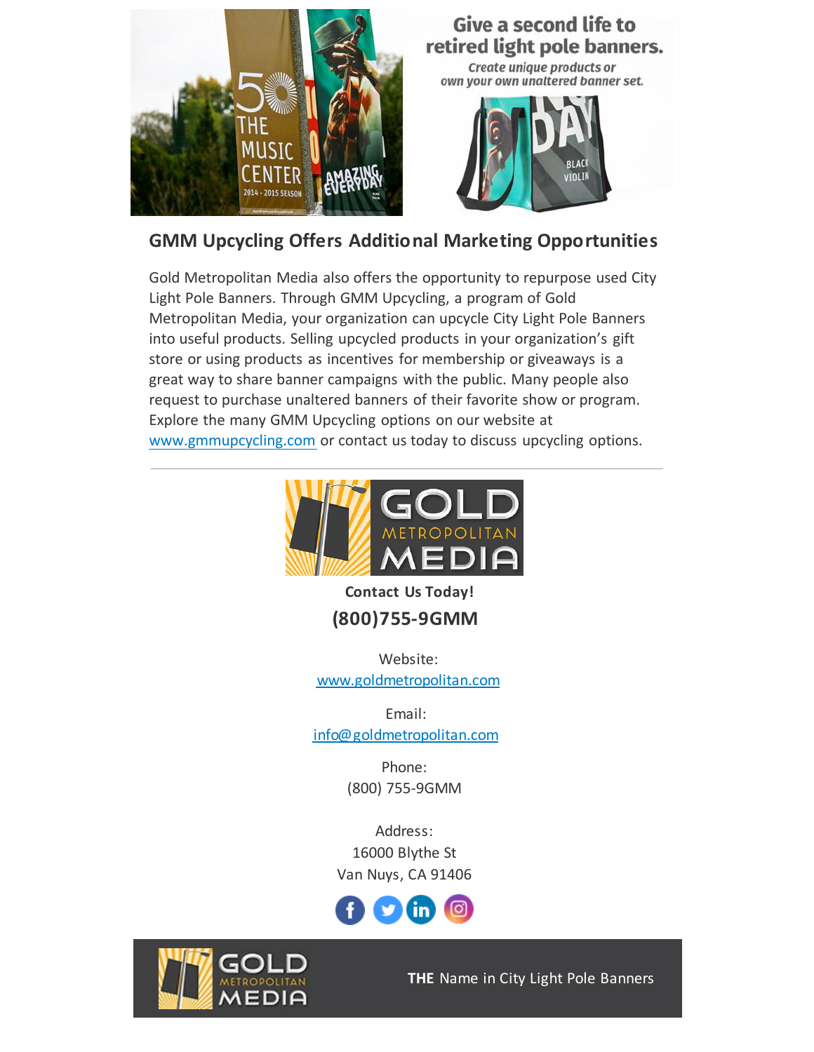Give a second life to retired light pole banners.

*Create unique products or own your own unaltered banner set.*

## GMM Upcycling Offers Additional Marketing Opportunities

Gold Metropolitan Media also offers the opportunity to repurpose used City Light Pole Banners. Through GMM Upcycling, a program of Gold Metropolitan Media, your organization can upcycle City Light Pole Banners into useful products. Selling upcycled products in your organization's gift store or using products as incentives for membership or giveaways is a great way to share banner campaigns with the public. Many people also request to purchase unaltered banners of their favorite show or program. Explore the many GMM Upcycling options on our website at www.gmmupcycling.com or contact us today to discuss upcycling options.

---

**Contact Us Today!**

**(800)755-9GMM**

Website:
www.goldmetropolitan.com

Email:
info@goldmetropolitan.com

Phone:
(800) 755-9GMM

Address:
16000 Blythe St
Van Nuys, CA 91406

**THE** Name in City Light Pole Banners